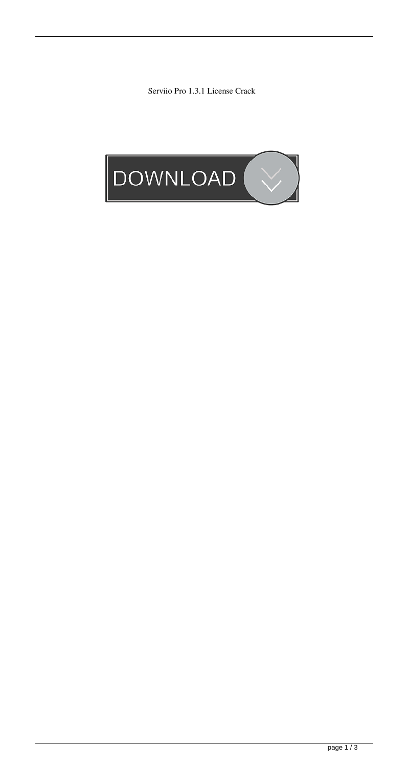Serviio Pro 1.3.1 License Crack

DOWNLOAD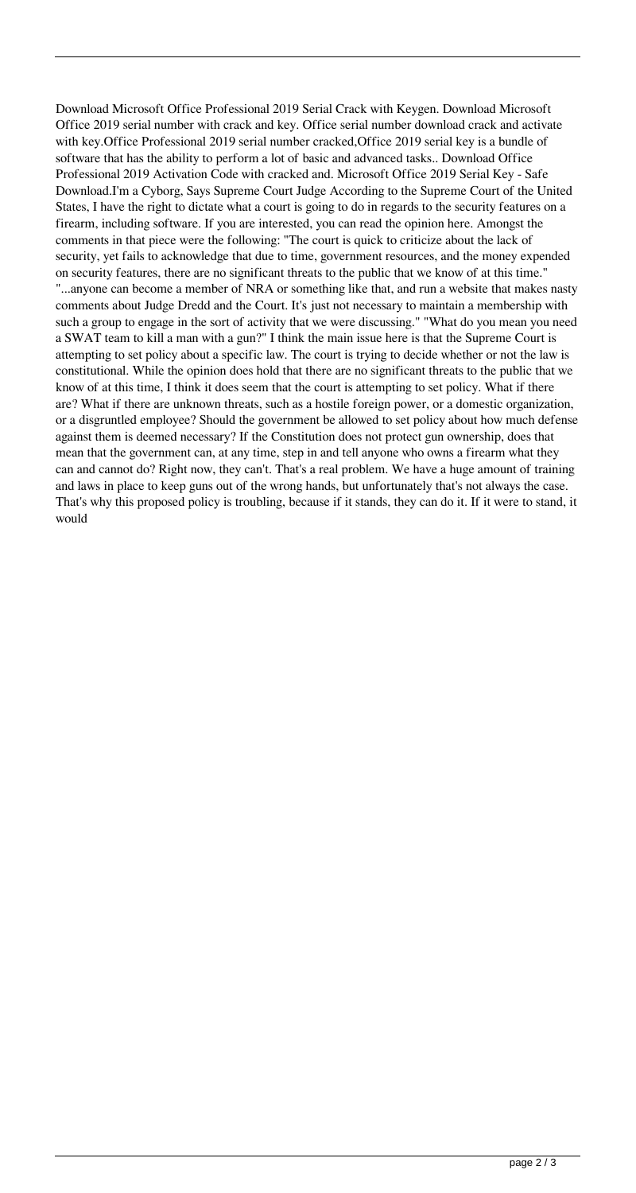Download Microsoft Office Professional 2019 Serial Crack with Keygen. Download Microsoft Office 2019 serial number with crack and key. Office serial number download crack and activate with key.Office Professional 2019 serial number cracked,Office 2019 serial key is a bundle of software that has the ability to perform a lot of basic and advanced tasks.. Download Office Professional 2019 Activation Code with cracked and. Microsoft Office 2019 Serial Key - Safe Download.I'm a Cyborg, Says Supreme Court Judge According to the Supreme Court of the United States, I have the right to dictate what a court is going to do in regards to the security features on a firearm, including software. If you are interested, you can read the opinion here. Amongst the comments in that piece were the following: "The court is quick to criticize about the lack of security, yet fails to acknowledge that due to time, government resources, and the money expended on security features, there are no significant threats to the public that we know of at this time." "...anyone can become a member of NRA or something like that, and run a website that makes nasty comments about Judge Dredd and the Court. It's just not necessary to maintain a membership with such a group to engage in the sort of activity that we were discussing." "What do you mean you need a SWAT team to kill a man with a gun?" I think the main issue here is that the Supreme Court is attempting to set policy about a specific law. The court is trying to decide whether or not the law is constitutional. While the opinion does hold that there are no significant threats to the public that we know of at this time, I think it does seem that the court is attempting to set policy. What if there are? What if there are unknown threats, such as a hostile foreign power, or a domestic organization, or a disgruntled employee? Should the government be allowed to set policy about how much defense against them is deemed necessary? If the Constitution does not protect gun ownership, does that mean that the government can, at any time, step in and tell anyone who owns a firearm what they can and cannot do? Right now, they can't. That's a real problem. We have a huge amount of training and laws in place to keep guns out of the wrong hands, but unfortunately that's not always the case. That's why this proposed policy is troubling, because if it stands, they can do it. If it were to stand, it would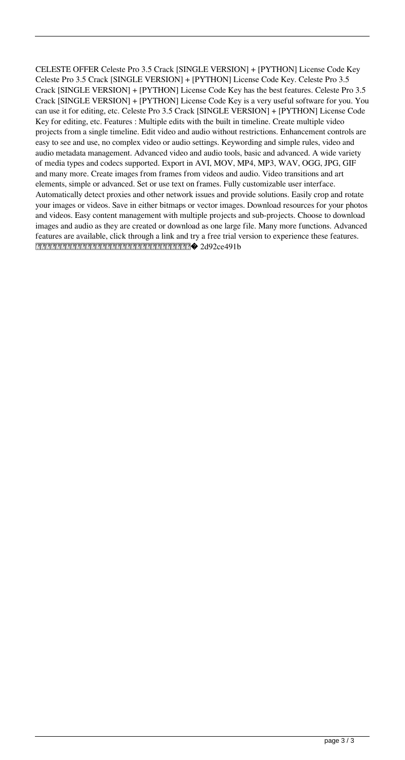CELESTE OFFER Celeste Pro 3.5 Crack [SINGLE VERSION] + [PYTHON] License Code Key Celeste Pro 3.5 Crack [SINGLE VERSION] + [PYTHON] License Code Key. Celeste Pro 3.5 Crack [SINGLE VERSION] + [PYTHON] License Code Key has the best features. Celeste Pro 3.5 Crack [SINGLE VERSION] + [PYTHON] License Code Key is a very useful software for you. You can use it for editing, etc. Celeste Pro 3.5 Crack [SINGLE VERSION] + [PYTHON] License Code Key for editing, etc. Features : Multiple edits with the built in timeline. Create multiple video projects from a single timeline. Edit video and audio without restrictions. Enhancement controls are easy to see and use, no complex video or audio settings. Keywording and simple rules, video and audio metadata management. Advanced video and audio tools, basic and advanced. A wide variety of media types and codecs supported. Export in AVI, MOV, MP4, MP3, WAV, OGG, JPG, GIF and many more. Create images from frames from videos and audio. Video transitions and art elements, simple or advanced. Set or use text on frames. Fully customizable user interface. Automatically detect proxies and other network issues and provide solutions. Easily crop and rotate your images or videos. Save in either bitmaps or vector images. Download resources for your photos and videos. Easy content management with multiple projects and sub-projects. Choose to download images and audio as they are created or download as one large file. Many more functions. Advanced features are available, click through a link and try a free trial version to experience these features. ������������������������������� 2d92ce491b